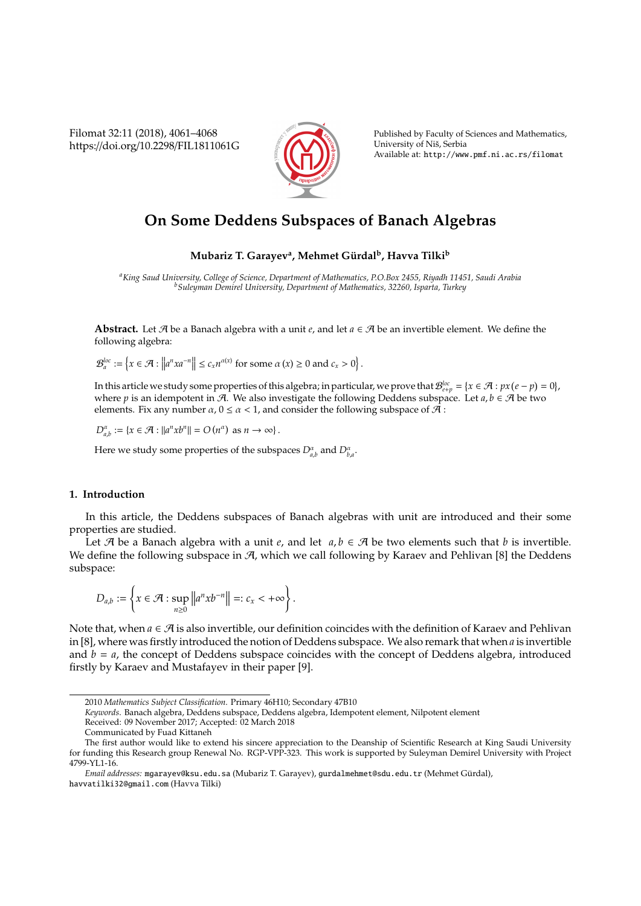# On Some Deddens Subspaces of Banach Algebras

**Mubariz T. Garayev[a], Mehmet Gürdal[b], Havva Tilki[b]**

[a]*King Saud University, College of Science, Department of Mathematics, P.O.Box 2455, Riyadh 11451, Saudi Arabia*
[b]*Suleyman Demirel University, Department of Mathematics, 32260, Isparta, Turkey*

**Abstract.** Let $\mathcal{A}$ be a Banach algebra with a unit $e$, and let $a \in \mathcal{A}$ be an invertible element. We define the following algebra:

$$\mathcal{B}_a^{loc} := \left\{ x \in \mathcal{A} : \left\| a^n x a^{-n} \right\| \leq c_x n^{\alpha(x)} \text{ for some } \alpha(x) \geq 0 \text{ and } c_x > 0 \right\}.$$

In this article we study some properties of this algebra; in particular, we prove that $\mathcal{B}_{e+p}^{loc} = \{x \in \mathcal{A} : px(e-p) = 0\}$, where $p$ is an idempotent in $\mathcal{A}$. We also investigate the following Deddens subspace. Let $a, b \in \mathcal{A}$ be two elements. Fix any number $\alpha$, $0 \leq \alpha < 1$, and consider the following subspace of $\mathcal{A}$:

$$D_{a,b}^{\alpha} := \{x \in \mathcal{A} : \|a^n x b^n\| = O(n^{\alpha}) \text{ as } n \to \infty\}.$$

Here we study some properties of the subspaces $D_{a,b}^{\alpha}$ and $D_{b,a}^{\alpha}$.

## 1. Introduction

In this article, the Deddens subspaces of Banach algebras with unit are introduced and their some properties are studied.

Let $\mathcal{A}$ be a Banach algebra with a unit $e$, and let $a, b \in \mathcal{A}$ be two elements such that $b$ is invertible. We define the following subspace in $\mathcal{A}$, which we call following by Karaev and Pehlivan [8] the Deddens subspace:

$$D_{a,b} := \left\{ x \in \mathcal{A} : \sup_{n \geq 0} \left\| a^n x b^{-n} \right\| =: c_x < +\infty \right\}.$$

Note that, when $a \in \mathcal{A}$ is also invertible, our definition coincides with the definition of Karaev and Pehlivan in [8], where was firstly introduced the notion of Deddens subspace. We also remark that when $a$ is invertible and $b = a$, the concept of Deddens subspace coincides with the concept of Deddens algebra, introduced firstly by Karaev and Mustafayev in their paper [9].

---

2010 *Mathematics Subject Classification*. Primary 46H10; Secondary 47B10

*Keywords*. Banach algebra, Deddens subspace, Deddens algebra, Idempotent element, Nilpotent element

Received: 09 November 2017; Accepted: 02 March 2018

Communicated by Fuad Kittaneh

The first author would like to extend his sincere appreciation to the Deanship of Scientific Research at King Saudi University for funding this Research group Renewal No. RGP-VPP-323. This work is supported by Suleyman Demirel University with Project 4799-YL1-16.

*Email addresses:* mgarayev@ksu.edu.sa (Mubariz T. Garayev), gurdalmehmet@sdu.edu.tr (Mehmet Gürdal), havvatilki32@gmail.com (Havva Tilki)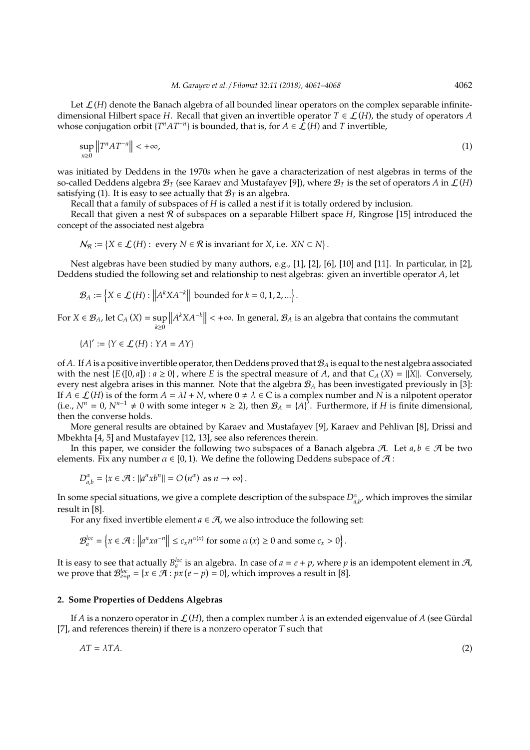Let $\mathcal{L}(H)$ denote the Banach algebra of all bounded linear operators on the complex separable infinite-dimensional Hilbert space $H$. Recall that given an invertible operator $T \in \mathcal{L}(H)$, the study of operators $A$ whose conjugation orbit $\{T^n A T^{-n}\}$ is bounded, that is, for $A \in \mathcal{L}(H)$ and $T$ invertible,

$$\sup_{n \geq 0} \left\| T^n A T^{-n} \right\| < +\infty, \tag{1}$$

was initiated by Deddens in the 1970$s$ when he gave a characterization of nest algebras in terms of the so-called Deddens algebra $\mathcal{B}_T$ (see Karaev and Mustafayev [9]), where $\mathcal{B}_T$ is the set of operators $A$ in $\mathcal{L}(H)$ satisfying (1). It is easy to see actually that $\mathcal{B}_T$ is an algebra.

Recall that a family of subspaces of $H$ is called a nest if it is totally ordered by inclusion.

Recall that given a nest $\mathcal{R}$ of subspaces on a separable Hilbert space $H$, Ringrose [15] introduced the concept of the associated nest algebra

$$\mathcal{N}_{\mathcal{R}} := \{X \in \mathcal{L}(H) : \text{ every } N \in \mathcal{R} \text{ is invariant for } X, \text{ i.e. } XN \subset N\}.$$

Nest algebras have been studied by many authors, e.g., [1], [2], [6], [10] and [11]. In particular, in [2], Deddens studied the following set and relationship to nest algebras: given an invertible operator $A$, let

$$\mathcal{B}_A := \left\{X \in \mathcal{L}(H) : \left\| A^k X A^{-k} \right\| \text{ bounded for } k = 0, 1, 2, ...\right\}.$$

For $X \in \mathcal{B}_A$, let $C_A(X) = \sup\limits_{k \geq 0} \left\| A^k X A^{-k} \right\| < +\infty$. In general, $\mathcal{B}_A$ is an algebra that contains the commutant

$$\{A\}' := \{Y \in \mathcal{L}(H) : YA = AY\}$$

of $A$. If $A$ is a positive invertible operator, then Deddens proved that $\mathcal{B}_A$ is equal to the nest algebra associated with the nest $\{E([0, a]) : a \geq 0\}$, where $E$ is the spectral measure of $A$, and that $C_A(X) = \|X\|$. Conversely, every nest algebra arises in this manner. Note that the algebra $\mathcal{B}_A$ has been investigated previously in [3]: If $A \in \mathcal{L}(H)$ is of the form $A = \lambda I + N$, where $0 \neq \lambda \in \mathbb{C}$ is a complex number and $N$ is a nilpotent operator (i.e., $N^n = 0$, $N^{n-1} \neq 0$ with some integer $n \geq 2$), then $\mathcal{B}_A = \{A\}'$. Furthermore, if $H$ is finite dimensional, then the converse holds.

More general results are obtained by Karaev and Mustafayev [9], Karaev and Pehlivan [8], Drissi and Mbekhta [4, 5] and Mustafayev [12, 13], see also references therein.

In this paper, we consider the following two subspaces of a Banach algebra $\mathcal{A}$. Let $a, b \in \mathcal{A}$ be two elements. Fix any number $\alpha \in [0, 1)$. We define the following Deddens subspace of $\mathcal{A}$ :

$$D^{\alpha}_{a,b} = \{x \in \mathcal{A} : \|a^n x b^n\| = O(n^{\alpha}) \text{ as } n \to \infty\}.$$

In some special situations, we give a complete description of the subspace $D^{\alpha}_{a,b}$, which improves the similar result in [8].

For any fixed invertible element $a \in \mathcal{A}$, we also introduce the following set:

$$\mathcal{B}^{loc}_a = \left\{x \in \mathcal{A} : \left\| a^n x a^{-n} \right\| \leq c_x n^{\alpha(x)} \text{ for some } \alpha(x) \geq 0 \text{ and some } c_x > 0\right\}.$$

It is easy to see that actually $B^{loc}_a$ is an algebra. In case of $a = e + p$, where $p$ is an idempotent element in $\mathcal{A}$, we prove that $\mathcal{B}^{loc}_{e+p} = \{x \in \mathcal{A} : px(e - p) = 0\}$, which improves a result in [8].

## 2. Some Properties of Deddens Algebras

If $A$ is a nonzero operator in $\mathcal{L}(H)$, then a complex number $\lambda$ is an extended eigenvalue of $A$ (see Gürdal [7], and references therein) if there is a nonzero operator $T$ such that

$$AT = \lambda TA. \tag{2}$$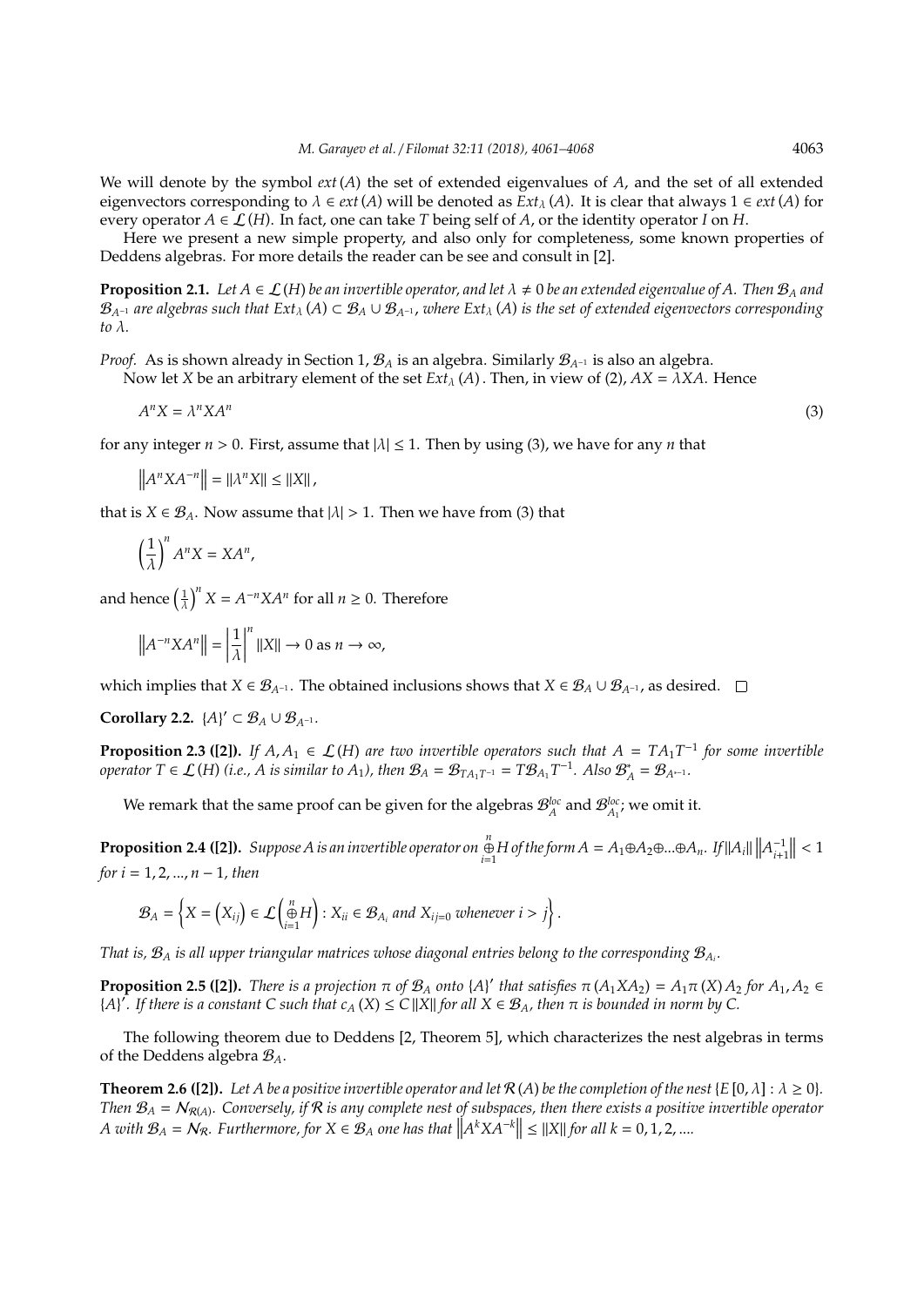We will denote by the symbol $ext(A)$ the set of extended eigenvalues of $A$, and the set of all extended eigenvectors corresponding to $\lambda \in ext(A)$ will be denoted as $Ext_\lambda(A)$. It is clear that always $1 \in ext(A)$ for every operator $A \in \mathcal{L}(H)$. In fact, one can take $T$ being self of $A$, or the identity operator $I$ on $H$.

Here we present a new simple property, and also only for completeness, some known properties of Deddens algebras. For more details the reader can be see and consult in [2].

**Proposition 2.1.** *Let $A \in \mathcal{L}(H)$ be an invertible operator, and let $\lambda \neq 0$ be an extended eigenvalue of $A$. Then $\mathcal{B}_A$ and $\mathcal{B}_{A^{-1}}$ are algebras such that $Ext_\lambda(A) \subset \mathcal{B}_A \cup \mathcal{B}_{A^{-1}}$, where $Ext_\lambda(A)$ is the set of extended eigenvectors corresponding to $\lambda$.*

*Proof.* As is shown already in Section 1, $\mathcal{B}_A$ is an algebra. Similarly $\mathcal{B}_{A^{-1}}$ is also an algebra.

Now let $X$ be an arbitrary element of the set $Ext_\lambda(A)$. Then, in view of (2), $AX = \lambda XA$. Hence

$$A^n X = \lambda^n X A^n \tag{3}$$

for any integer $n > 0$. First, assume that $|\lambda| \leq 1$. Then by using (3), we have for any $n$ that

$$\left\|A^n X A^{-n}\right\| = \|\lambda^n X\| \leq \|X\|,$$

that is $X \in \mathcal{B}_A$. Now assume that $|\lambda| > 1$. Then we have from (3) that

$$\left(\frac{1}{\lambda}\right)^n A^n X = X A^n,$$

and hence $\left(\frac{1}{\lambda}\right)^n X = A^{-n} X A^n$ for all $n \geq 0$. Therefore

$$\left\|A^{-n} X A^n\right\| = \left|\frac{1}{\lambda}\right|^n \|X\| \to 0 \text{ as } n \to \infty,$$

which implies that $X \in \mathcal{B}_{A^{-1}}$. The obtained inclusions shows that $X \in \mathcal{B}_A \cup \mathcal{B}_{A^{-1}}$, as desired. $\square$

**Corollary 2.2.** $\{A\}' \subset \mathcal{B}_A \cup \mathcal{B}_{A^{-1}}$.

**Proposition 2.3 ([2]).** *If $A, A_1 \in \mathcal{L}(H)$ are two invertible operators such that $A = TA_1T^{-1}$ for some invertible operator $T \in \mathcal{L}(H)$ (i.e., $A$ is similar to $A_1$), then $\mathcal{B}_A = \mathcal{B}_{TA_1T^{-1}} = T\mathcal{B}_{A_1}T^{-1}$. Also $\mathcal{B}_A^* = \mathcal{B}_{A^{*-1}}$.*

We remark that the same proof can be given for the algebras $\mathcal{B}_A^{loc}$ and $\mathcal{B}_{A_1}^{loc}$; we omit it.

**Proposition 2.4 ([2]).** *Suppose $A$ is an invertible operator on $\overset{n}{\underset{i=1}{\oplus}} H$ of the form $A = A_1 \oplus A_2 \oplus ... \oplus A_n$. If $\|A_i\| \left\|A_{i+1}^{-1}\right\| < 1$ for $i = 1, 2, ..., n-1$, then*

$$\mathcal{B}_A = \left\{X = \left(X_{ij}\right) \in \mathcal{L}\left(\overset{n}{\underset{i=1}{\oplus}} H\right) : X_{ii} \in \mathcal{B}_{A_i} \text{ and } X_{ij=0} \text{ whenever } i > j\right\}.$$

*That is, $\mathcal{B}_A$ is all upper triangular matrices whose diagonal entries belong to the corresponding $\mathcal{B}_{A_i}$.*

**Proposition 2.5 ([2]).** *There is a projection $\pi$ of $\mathcal{B}_A$ onto $\{A\}'$ that satisfies $\pi(A_1XA_2) = A_1\pi(X)A_2$ for $A_1, A_2 \in \{A\}'$. If there is a constant $C$ such that $c_A(X) \leq C\|X\|$ for all $X \in \mathcal{B}_A$, then $\pi$ is bounded in norm by $C$.*

The following theorem due to Deddens [2, Theorem 5], which characterizes the nest algebras in terms of the Deddens algebra $\mathcal{B}_A$.

**Theorem 2.6 ([2]).** *Let $A$ be a positive invertible operator and let $\mathcal{R}(A)$ be the completion of the nest $\{E[0, \lambda] : \lambda \geq 0\}$. Then $\mathcal{B}_A = \mathcal{N}_{\mathcal{R}(A)}$. Conversely, if $\mathcal{R}$ is any complete nest of subspaces, then there exists a positive invertible operator $A$ with $\mathcal{B}_A = \mathcal{N}_{\mathcal{R}}$. Furthermore, for $X \in \mathcal{B}_A$ one has that $\left\|A^k X A^{-k}\right\| \leq \|X\|$ for all $k = 0, 1, 2, ...$.*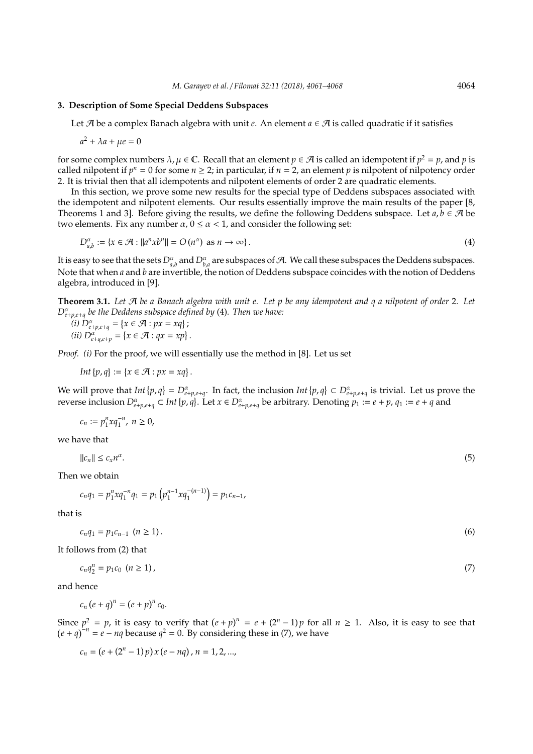## 3. Description of Some Special Deddens Subspaces

Let $\mathcal{A}$ be a complex Banach algebra with unit $e$. An element $a \in \mathcal{A}$ is called quadratic if it satisfies

$$a^2 + \lambda a + \mu e = 0$$

for some complex numbers $\lambda, \mu \in \mathbb{C}$. Recall that an element $p \in \mathcal{A}$ is called an idempotent if $p^2 = p$, and $p$ is called nilpotent if $p^n = 0$ for some $n \geq 2$; in particular, if $n = 2$, an element $p$ is nilpotent of nilpotency order 2. It is trivial then that all idempotents and nilpotent elements of order 2 are quadratic elements.

In this section, we prove some new results for the special type of Deddens subspaces associated with the idempotent and nilpotent elements. Our results essentially improve the main results of the paper [8, Theorems 1 and 3]. Before giving the results, we define the following Deddens subspace. Let $a, b \in \mathcal{A}$ be two elements. Fix any number $\alpha$, $0 \leq \alpha < 1$, and consider the following set:

$$D^{\alpha}_{a,b} := \{x \in \mathcal{A} : \|a^n x b^n\| = O(n^{\alpha}) \text{ as } n \to \infty\}. \tag{4}$$

It is easy to see that the sets $D^{\alpha}_{a,b}$ and $D^{\alpha}_{b,a}$ are subspaces of $\mathcal{A}$. We call these subspaces the Deddens subspaces. Note that when $a$ and $b$ are invertible, the notion of Deddens subspace coincides with the notion of Deddens algebra, introduced in [9].

**Theorem 3.1.** *Let $\mathcal{A}$ be a Banach algebra with unit e. Let $p$ be any idempotent and $q$ a nilpotent of order 2. Let $D^{\alpha}_{e+p,e+q}$ be the Deddens subspace defined by (4). Then we have:*

*(i) $D^{\alpha}_{e+p,e+q} = \{x \in \mathcal{A} : px = xq\}$;*

*(ii) $D^{\alpha}_{e+q,e+p} = \{x \in \mathcal{A} : qx = xp\}$.*

*Proof.* *(i)* For the proof, we will essentially use the method in [8]. Let us set

$$Int\{p, q\} := \{x \in \mathcal{A} : px = xq\}.$$

We will prove that $Int\{p, q\} = D^{\alpha}_{e+p,e+q}$. In fact, the inclusion $Int\{p, q\} \subset D^{\alpha}_{e+p,e+q}$ is trivial. Let us prove the reverse inclusion $D^{\alpha}_{e+p,e+q} \subset Int\{p, q\}$. Let $x \in D^{\alpha}_{e+p,e+q}$ be arbitrary. Denoting $p_1 := e + p$, $q_1 := e + q$ and

$$c_n := p_1^n x q_1^{-n}, \; n \geq 0,$$

we have that

$$\|c_n\| \leq c_x n^{\alpha}. \tag{5}$$

Then we obtain

$$c_n q_1 = p_1^n x q_1^{-n} q_1 = p_1 \left(p_1^{n-1} x q_1^{-(n-1)}\right) = p_1 c_{n-1},$$

that is

$$c_n q_1 = p_1 c_{n-1} \; (n \geq 1). \tag{6}$$

It follows from (2) that

$$c_n q_2^n = p_1 c_0 \; (n \geq 1), \tag{7}$$

and hence

$$c_n (e + q)^n = (e + p)^n c_0.$$

Since $p^2 = p$, it is easy to verify that $(e + p)^n = e + (2^n - 1) p$ for all $n \geq 1$. Also, it is easy to see that $(e + q)^{-n} = e - nq$ because $q^2 = 0$. By considering these in (7), we have

$$c_n = (e + (2^n - 1) p) x (e - nq), \; n = 1, 2, ...,$$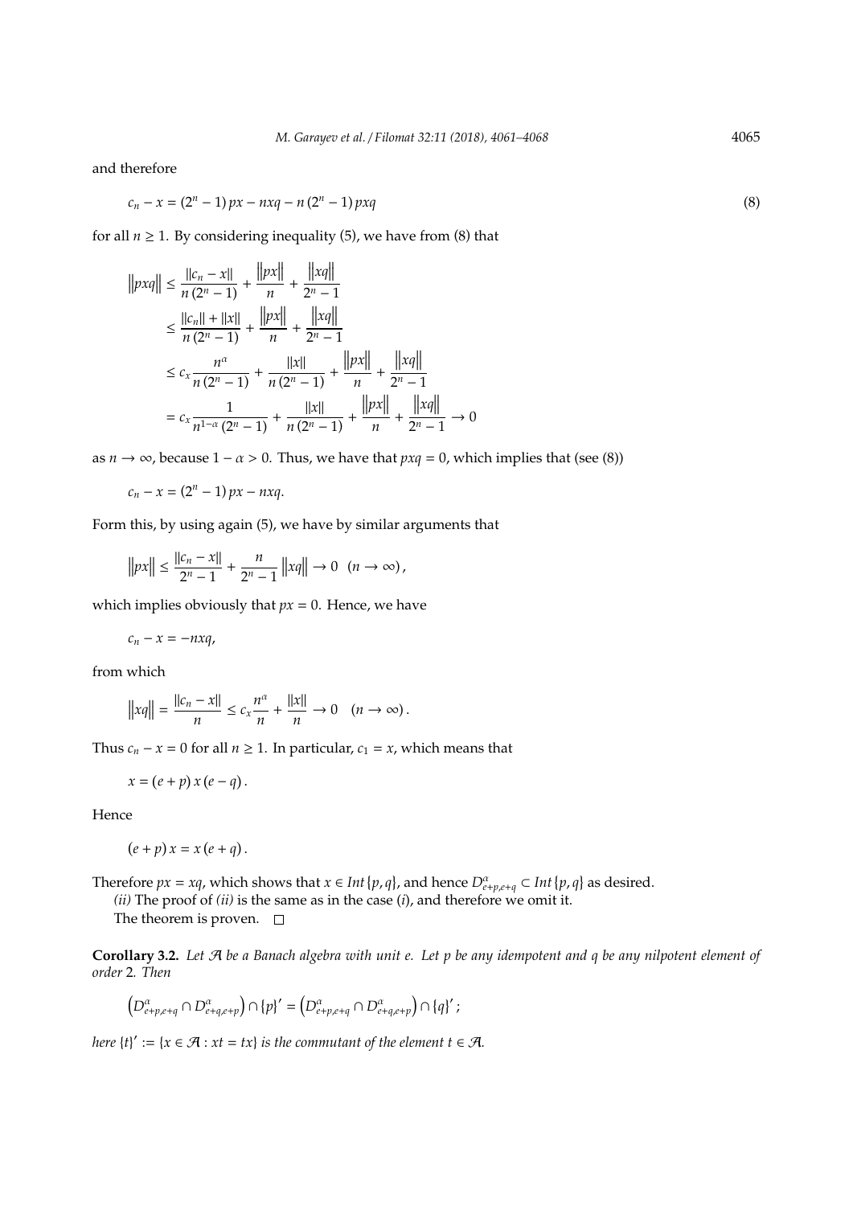and therefore

$$c_n - x = (2^n - 1)\, px - nxq - n\,(2^n - 1)\, pxq \tag{8}$$

for all $n \geq 1$. By considering inequality (5), we have from (8) that

$$\begin{aligned}
\left\| pxq \right\| &\leq \frac{\|c_n - x\|}{n\,(2^n - 1)} + \frac{\left\| px \right\|}{n} + \frac{\left\| xq \right\|}{2^n - 1} \\
&\leq \frac{\|c_n\| + \|x\|}{n\,(2^n - 1)} + \frac{\left\| px \right\|}{n} + \frac{\left\| xq \right\|}{2^n - 1} \\
&\leq c_x \frac{n^{\alpha}}{n\,(2^n - 1)} + \frac{\|x\|}{n\,(2^n - 1)} + \frac{\left\| px \right\|}{n} + \frac{\left\| xq \right\|}{2^n - 1} \\
&= c_x \frac{1}{n^{1-\alpha}\,(2^n - 1)} + \frac{\|x\|}{n\,(2^n - 1)} + \frac{\left\| px \right\|}{n} + \frac{\left\| xq \right\|}{2^n - 1} \to 0
\end{aligned}$$

as $n \to \infty$, because $1 - \alpha > 0$. Thus, we have that $pxq = 0$, which implies that (see (8))

$$c_n - x = (2^n - 1)\, px - nxq.$$

Form this, by using again (5), we have by similar arguments that

$$\left\| px \right\| \leq \frac{\|c_n - x\|}{2^n - 1} + \frac{n}{2^n - 1} \left\| xq \right\| \to 0 \quad (n \to \infty),$$

which implies obviously that $px = 0$. Hence, we have

$$c_n - x = -nxq,$$

from which

$$\left\| xq \right\| = \frac{\|c_n - x\|}{n} \leq c_x \frac{n^{\alpha}}{n} + \frac{\|x\|}{n} \to 0 \quad (n \to \infty).$$

Thus $c_n - x = 0$ for all $n \geq 1$. In particular, $c_1 = x$, which means that

$$x = (e + p)\, x\, (e - q).$$

Hence

$$(e + p)\, x = x\, (e + q).$$

Therefore $px = xq$, which shows that $x \in Int\{p, q\}$, and hence $D^{\alpha}_{e+p,e+q} \subset Int\{p, q\}$ as desired.

*(ii)* The proof of *(ii)* is the same as in the case (*i*), and therefore we omit it.

The theorem is proven. $\square$

**Corollary 3.2.** *Let $\mathcal{A}$ be a Banach algebra with unit $e$. Let $p$ be any idempotent and $q$ be any nilpotent element of order 2. Then*

$$\left(D^{\alpha}_{e+p,e+q} \cap D^{\alpha}_{e+q,e+p}\right) \cap \{p\}' = \left(D^{\alpha}_{e+p,e+q} \cap D^{\alpha}_{e+q,e+p}\right) \cap \{q\}';$$

*here $\{t\}' := \{x \in \mathcal{A} : xt = tx\}$ is the commutant of the element $t \in \mathcal{A}$.*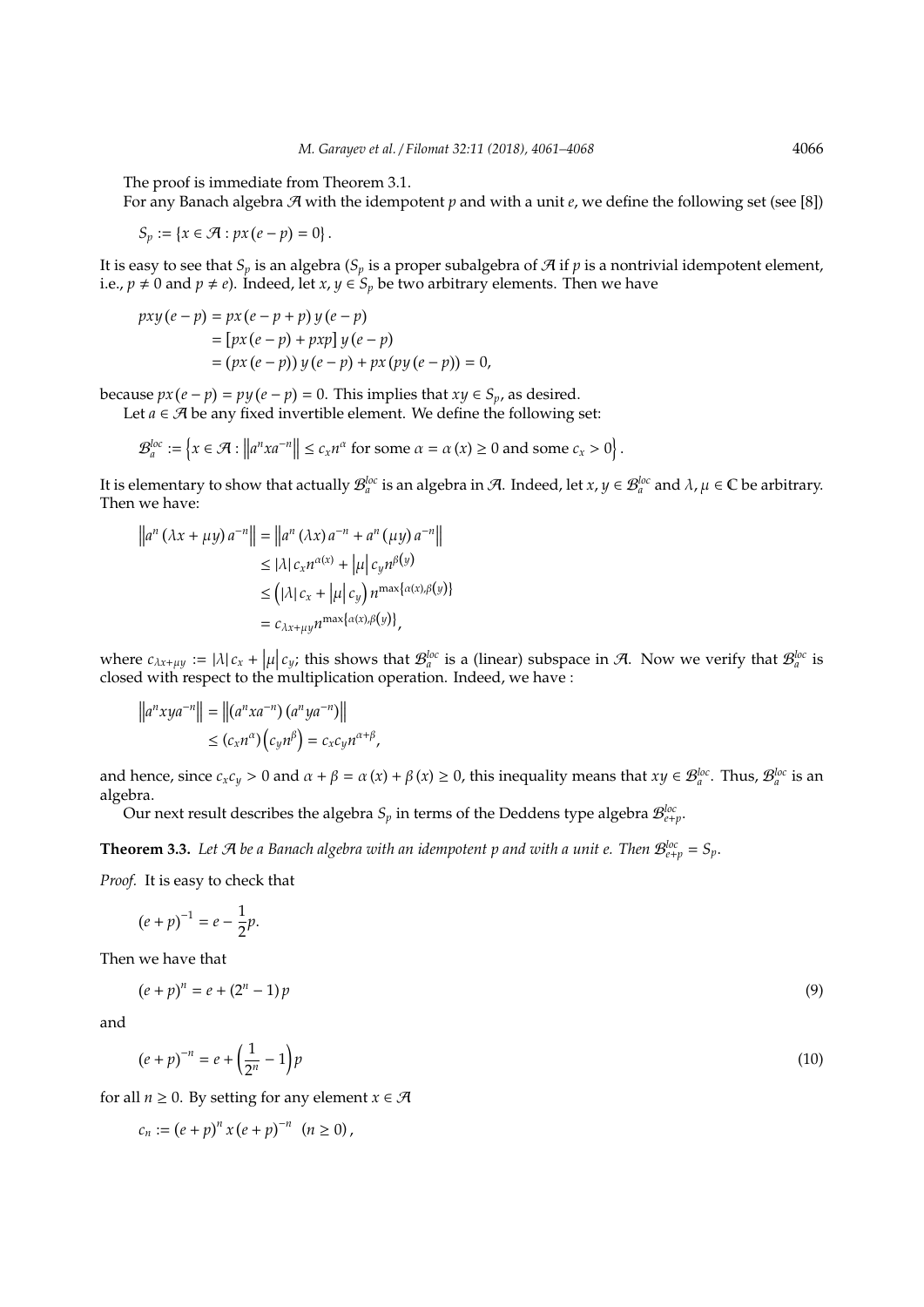The proof is immediate from Theorem 3.1.

For any Banach algebra $\mathcal{A}$ with the idempotent $p$ and with a unit $e$, we define the following set (see [8])

$$S_p := \{x \in \mathcal{A} : px(e-p) = 0\}.$$

It is easy to see that $S_p$ is an algebra ($S_p$ is a proper subalgebra of $\mathcal{A}$ if $p$ is a nontrivial idempotent element, i.e., $p \neq 0$ and $p \neq e$). Indeed, let $x, y \in S_p$ be two arbitrary elements. Then we have

$$\begin{aligned}
pxy(e-p) &= px(e-p+p)y(e-p) \\
&= [px(e-p) + pxp]\, y(e-p) \\
&= (px(e-p))\, y(e-p) + px(py(e-p)) = 0,
\end{aligned}$$

because $px(e-p) = py(e-p) = 0$. This implies that $xy \in S_p$, as desired.

Let $a \in \mathcal{A}$ be any fixed invertible element. We define the following set:

$$\mathcal{B}_a^{loc} := \left\{x \in \mathcal{A} : \left\|a^n x a^{-n}\right\| \leq c_x n^{\alpha} \text{ for some } \alpha = \alpha(x) \geq 0 \text{ and some } c_x > 0\right\}.$$

It is elementary to show that actually $\mathcal{B}_a^{loc}$ is an algebra in $\mathcal{A}$. Indeed, let $x, y \in \mathcal{B}_a^{loc}$ and $\lambda, \mu \in \mathbb{C}$ be arbitrary. Then we have:

$$\begin{aligned}
\left\|a^n(\lambda x + \mu y)a^{-n}\right\| &= \left\|a^n(\lambda x)a^{-n} + a^n(\mu y)a^{-n}\right\| \\
&\leq |\lambda|\, c_x n^{\alpha(x)} + |\mu|\, c_y n^{\beta(y)} \\
&\leq \left(|\lambda|\, c_x + |\mu|\, c_y\right) n^{\max\{\alpha(x), \beta(y)\}} \\
&= c_{\lambda x + \mu y} n^{\max\{\alpha(x), \beta(y)\}},
\end{aligned}$$

where $c_{\lambda x + \mu y} := |\lambda|\, c_x + |\mu|\, c_y$; this shows that $\mathcal{B}_a^{loc}$ is a (linear) subspace in $\mathcal{A}$. Now we verify that $\mathcal{B}_a^{loc}$ is closed with respect to the multiplication operation. Indeed, we have :

$$\begin{aligned}
\left\|a^n xy a^{-n}\right\| &= \left\|(a^n x a^{-n})(a^n y a^{-n})\right\| \\
&\leq (c_x n^{\alpha})\left(c_y n^{\beta}\right) = c_x c_y n^{\alpha+\beta},
\end{aligned}$$

and hence, since $c_x c_y > 0$ and $\alpha + \beta = \alpha(x) + \beta(x) \geq 0$, this inequality means that $xy \in \mathcal{B}_a^{loc}$. Thus, $\mathcal{B}_a^{loc}$ is an algebra.

Our next result describes the algebra $S_p$ in terms of the Deddens type algebra $\mathcal{B}_{e+p}^{loc}$.

**Theorem 3.3.** *Let $\mathcal{A}$ be a Banach algebra with an idempotent $p$ and with a unit $e$. Then $\mathcal{B}_{e+p}^{loc} = S_p$.*

*Proof.* It is easy to check that

$$(e+p)^{-1} = e - \frac{1}{2}p.$$

Then we have that

$$(e+p)^n = e + (2^n - 1)\, p \tag{9}$$

and

$$(e+p)^{-n} = e + \left(\frac{1}{2^n} - 1\right)p \tag{10}$$

for all $n \geq 0$. By setting for any element $x \in \mathcal{A}$

$$c_n := (e+p)^n x (e+p)^{-n} \quad (n \geq 0),$$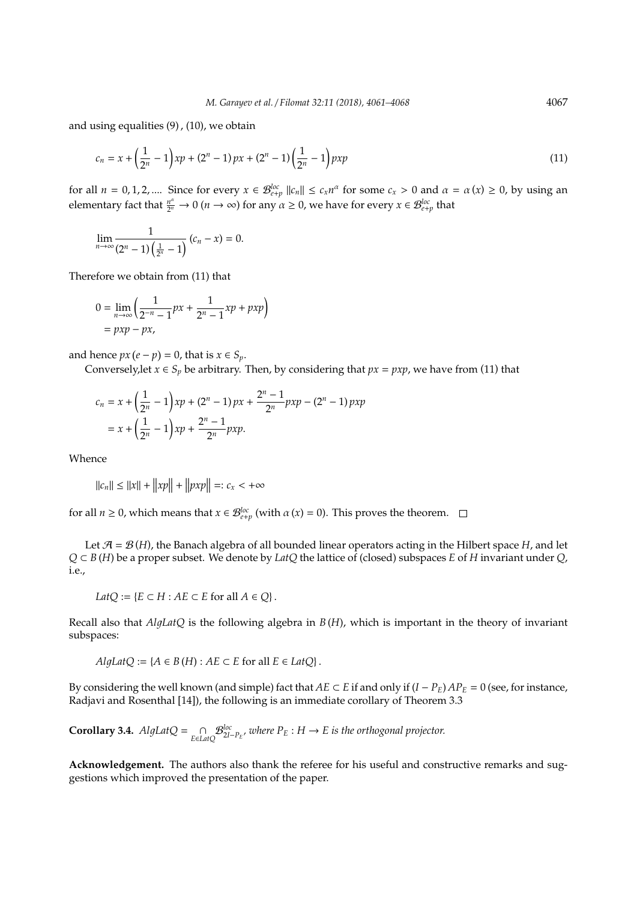and using equalities (9), (10), we obtain

$$c_n = x + \left(\frac{1}{2^n} - 1\right) xp + (2^n - 1) px + (2^n - 1)\left(\frac{1}{2^n} - 1\right) pxp \tag{11}$$

for all $n = 0, 1, 2, ....$ Since for every $x \in \mathcal{B}_{e+p}^{loc}$ $\|c_n\| \le c_x n^\alpha$ for some $c_x > 0$ and $\alpha = \alpha(x) \ge 0$, by using an elementary fact that $\frac{n^\alpha}{2^n} \to 0$ $(n \to \infty)$ for any $\alpha \ge 0$, we have for every $x \in \mathcal{B}_{e+p}^{loc}$ that

$$\lim_{n\to\infty} \frac{1}{(2^n - 1)\left(\frac{1}{2^n} - 1\right)} (c_n - x) = 0.$$

Therefore we obtain from (11) that

$$\begin{aligned} 0 &= \lim_{n\to\infty} \left( \frac{1}{2^{-n} - 1} px + \frac{1}{2^n - 1} xp + pxp \right) \\ &= pxp - px, \end{aligned}$$

and hence $px(e - p) = 0$, that is $x \in S_p$.

Conversely,let $x \in S_p$ be arbitrary. Then, by considering that $px = pxp$, we have from (11) that

$$\begin{aligned} c_n &= x + \left(\frac{1}{2^n} - 1\right) xp + (2^n - 1) px + \frac{2^n - 1}{2^n} pxp - (2^n - 1) pxp \\ &= x + \left(\frac{1}{2^n} - 1\right) xp + \frac{2^n - 1}{2^n} pxp. \end{aligned}$$

Whence

$$\|c_n\| \le \|x\| + \left\|xp\right\| + \left\|pxp\right\| =: c_x < +\infty$$

for all $n \ge 0$, which means that $x \in \mathcal{B}_{e+p}^{loc}$ (with $\alpha(x) = 0$). This proves the theorem. □

Let $\mathcal{A} = \mathcal{B}(H)$, the Banach algebra of all bounded linear operators acting in the Hilbert space $H$, and let $Q \subset B(H)$ be a proper subset. We denote by $LatQ$ the lattice of (closed) subspaces $E$ of $H$ invariant under $Q$, i.e.,

$$LatQ := \{E \subset H : AE \subset E \text{ for all } A \in Q\}.$$

Recall also that $AlgLatQ$ is the following algebra in $B(H)$, which is important in the theory of invariant subspaces:

$$AlgLatQ := \{A \in B(H) : AE \subset E \text{ for all } E \in LatQ\}.$$

By considering the well known (and simple) fact that $AE \subset E$ if and only if $(I - P_E) AP_E = 0$ (see, for instance, Radjavi and Rosenthal [14]), the following is an immediate corollary of Theorem 3.3

**Corollary 3.4.** *$AlgLatQ = \bigcap_{E \in LatQ} \mathcal{B}_{2I-P_E}^{loc}$, where $P_E : H \to E$ is the orthogonal projector.*

**Acknowledgement.** The authors also thank the referee for his useful and constructive remarks and suggestions which improved the presentation of the paper.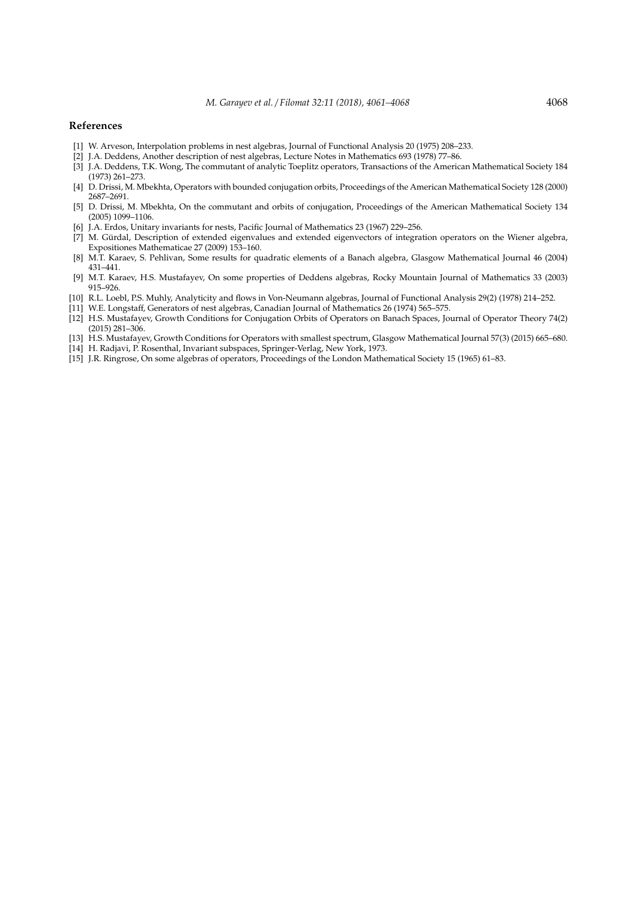## References

[1] W. Arveson, Interpolation problems in nest algebras, Journal of Functional Analysis 20 (1975) 208–233.

[2] J.A. Deddens, Another description of nest algebras, Lecture Notes in Mathematics 693 (1978) 77–86.

[3] J.A. Deddens, T.K. Wong, The commutant of analytic Toeplitz operators, Transactions of the American Mathematical Society 184 (1973) 261–273.

[4] D. Drissi, M. Mbekhta, Operators with bounded conjugation orbits, Proceedings of the American Mathematical Society 128 (2000) 2687–2691.

[5] D. Drissi, M. Mbekhta, On the commutant and orbits of conjugation, Proceedings of the American Mathematical Society 134 (2005) 1099–1106.

[6] J.A. Erdos, Unitary invariants for nests, Pacific Journal of Mathematics 23 (1967) 229–256.

[7] M. Gürdal, Description of extended eigenvalues and extended eigenvectors of integration operators on the Wiener algebra, Expositiones Mathematicae 27 (2009) 153–160.

[8] M.T. Karaev, S. Pehlivan, Some results for quadratic elements of a Banach algebra, Glasgow Mathematical Journal 46 (2004) 431–441.

[9] M.T. Karaev, H.S. Mustafayev, On some properties of Deddens algebras, Rocky Mountain Journal of Mathematics 33 (2003) 915–926.

[10] R.L. Loebl, P.S. Muhly, Analyticity and flows in Von-Neumann algebras, Journal of Functional Analysis 29(2) (1978) 214–252.

[11] W.E. Longstaff, Generators of nest algebras, Canadian Journal of Mathematics 26 (1974) 565–575.

[12] H.S. Mustafayev, Growth Conditions for Conjugation Orbits of Operators on Banach Spaces, Journal of Operator Theory 74(2) (2015) 281–306.

[13] H.S. Mustafayev, Growth Conditions for Operators with smallest spectrum, Glasgow Mathematical Journal 57(3) (2015) 665–680.

[14] H. Radjavi, P. Rosenthal, Invariant subspaces, Springer-Verlag, New York, 1973.

[15] J.R. Ringrose, On some algebras of operators, Proceedings of the London Mathematical Society 15 (1965) 61–83.